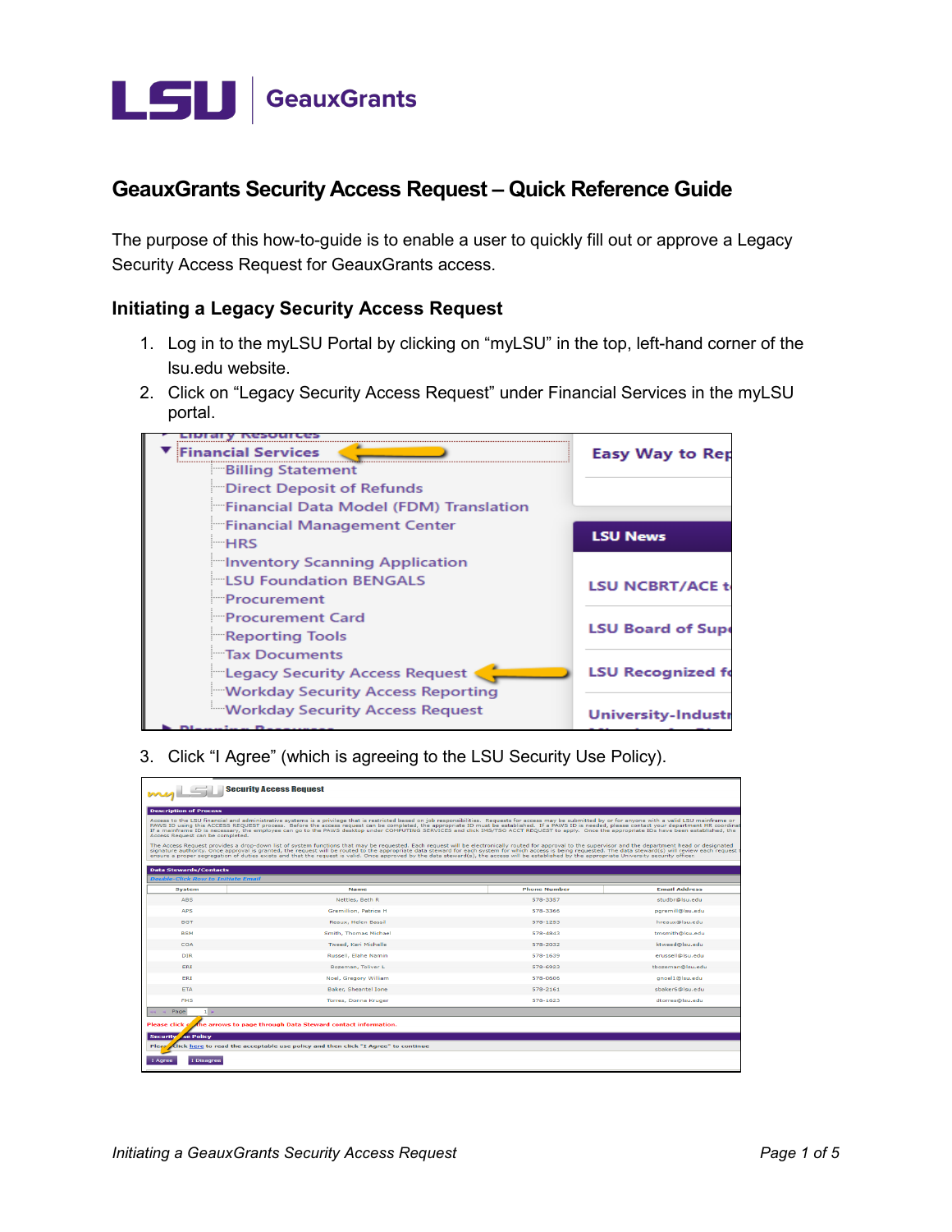# GeauxGrants Security Access Request – Quick Reference Guide

The purpose of this how-to-guide is to enable a user to quickly fill out or approve a Legacy Security Access Request for GeauxGrants access.

## Initiating a Legacy Security Access Request

1. Log in to the myLSU Portal by clicking on "myLSU" in the top, left-hand corner of the lsu.edu website.
2. Click on "Legacy Security Access Request" under Financial Services in the myLSU portal.
3. Click "I Agree" (which is agreeing to the LSU Security Use Policy).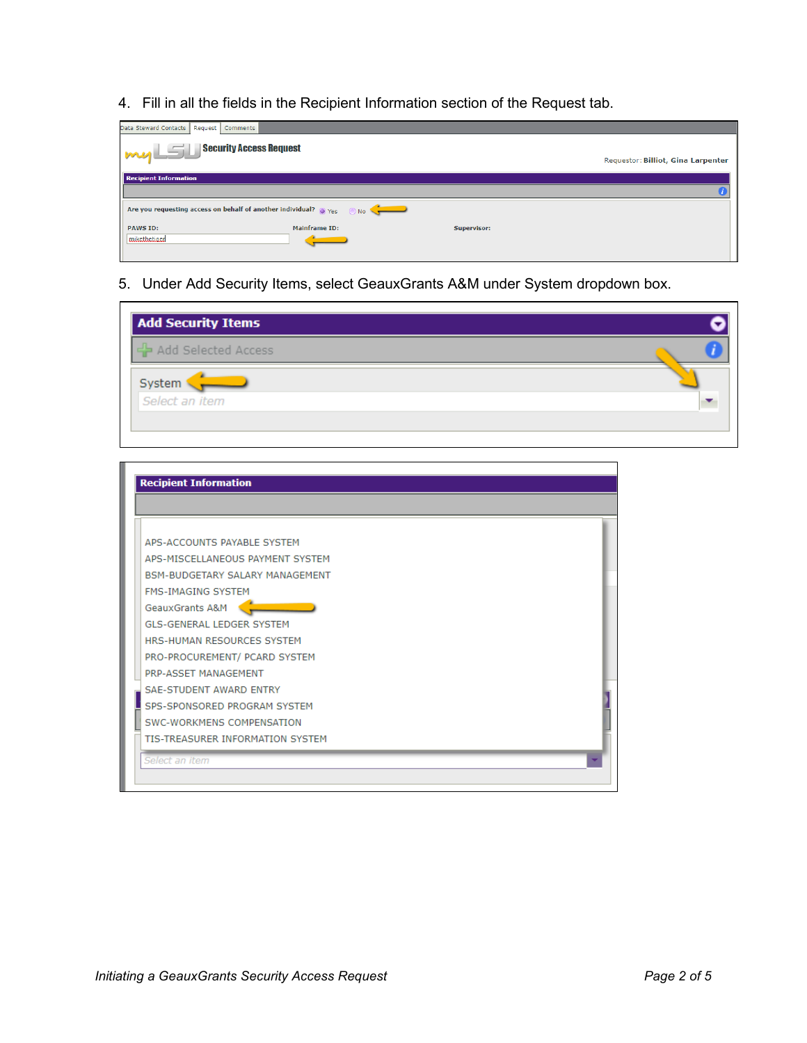4. Fill in all the fields in the Recipient Information section of the Request tab.

5. Under Add Security Items, select GeauxGrants A&M under System dropdown box.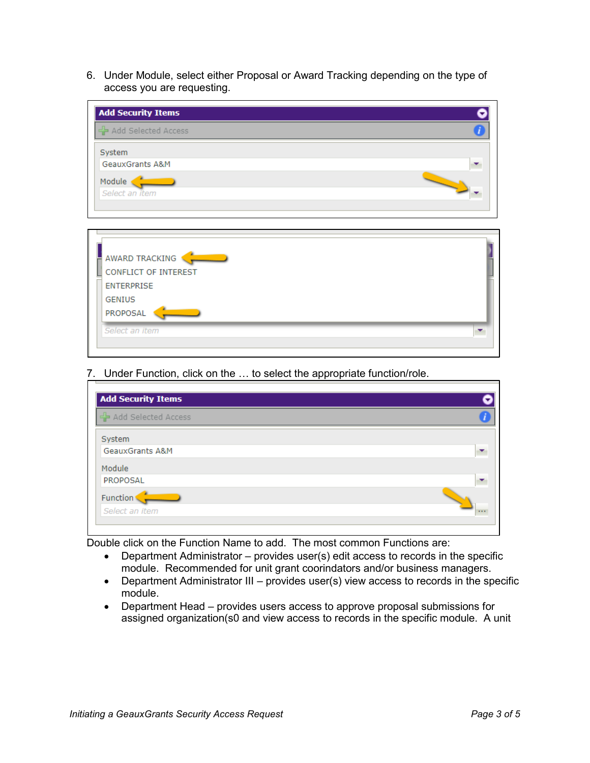6. Under Module, select either Proposal or Award Tracking depending on the type of access you are requesting.

7. Under Function, click on the … to select the appropriate function/role.

Double click on the Function Name to add. The most common Functions are:

- Department Administrator – provides user(s) edit access to records in the specific module. Recommended for unit grant coorindators and/or business managers.
- Department Administrator III – provides user(s) view access to records in the specific module.
- Department Head – provides users access to approve proposal submissions for assigned organization(s0 and view access to records in the specific module. A unit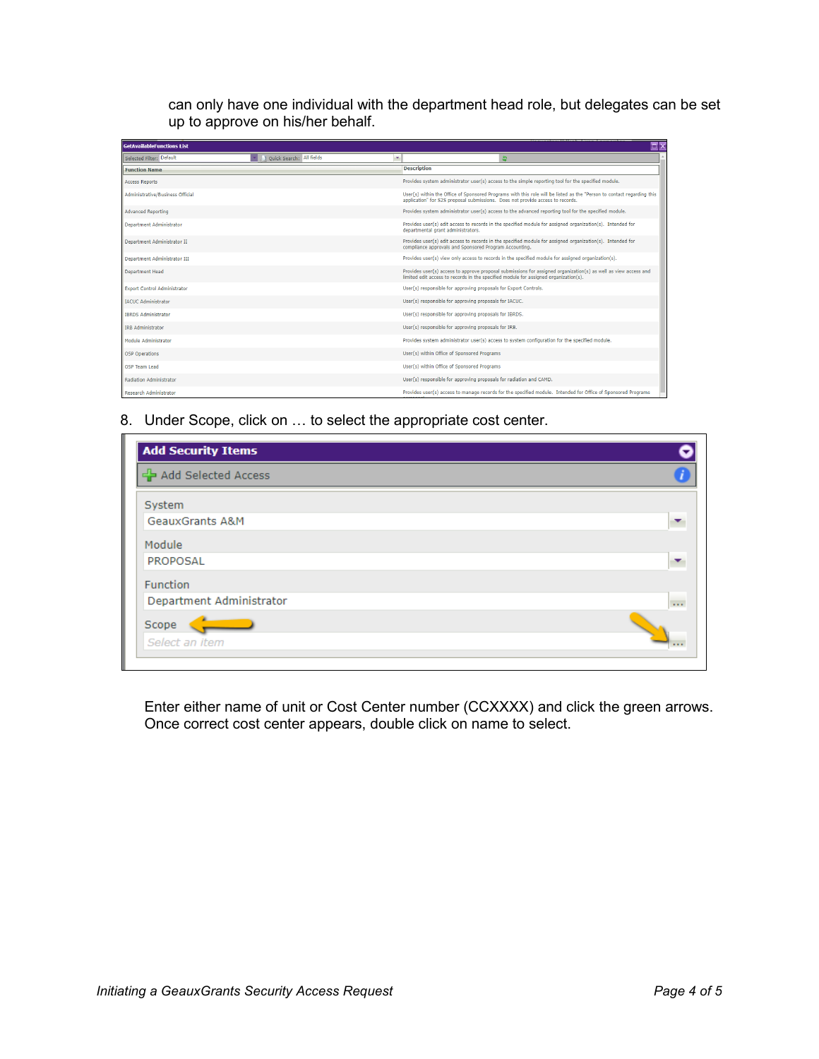can only have one individual with the department head role, but delegates can be set up to approve on his/her behalf.

**GetAvailableFunctions List**

Selected Filter: Default | Quick Search: All fields

| Function Name | Description |
|---|---|
| Access Reports | Provides system administrator user(s) access to the simple reporting tool for the specified module. |
| Administrative/Business Official | User(s) within the Office of Sponsored Programs with this role will be listed as the "Person to contact regarding this application" for S2S proposal submissions. Does not provide access to records. |
| Advanced Reporting | Provides system administrator user(s) access to the advanced reporting tool for the specified module. |
| Department Administrator | Provides user(s) edit access to records in the specified module for assigned organization(s). Intended for departmental grant administrators. |
| Department Administrator II | Provides user(s) edit access to records in the specified module for assigned organization(s). Intended for compliance approvals and Sponsored Program Accounting. |
| Department Administrator III | Provides user(s) view only access to records in the specified module for assigned organization(s). |
| Department Head | Provides user(s) access to approve proposal submissions for assigned organization(s) as well as view access and limited edit access to records in the specified module for assigned organization(s). |
| Export Control Administrator | User(s) responsible for approving proposals for Export Controls. |
| IACUC Administrator | User(s) responsible for approving proposals for IACUC. |
| IBRDS Administrator | User(s) responsible for approving proposals for IBRDS. |
| IRB Administrator | User(s) responsible for approving proposals for IRB. |
| Module Administrator | Provides system administrator user(s) access to system configuration for the specified module. |
| OSP Operations | User(s) within Office of Sponsored Programs |
| OSP Team Lead | User(s) within Office of Sponsored Programs |
| Radiation Administrator | User(s) responsible for approving proposals for radiation and CAMD. |
| Research Administrator | Provides user(s) access to manage records for the specified module. Intended for Office of Sponsored Programs |

8. Under Scope, click on … to select the appropriate cost center.

**Add Security Items**

Add Selected Access

System: GeauxGrants A&M

Module: PROPOSAL

Function: Department Administrator

Scope: Select an item

Enter either name of unit or Cost Center number (CCXXXX) and click the green arrows. Once correct cost center appears, double click on name to select.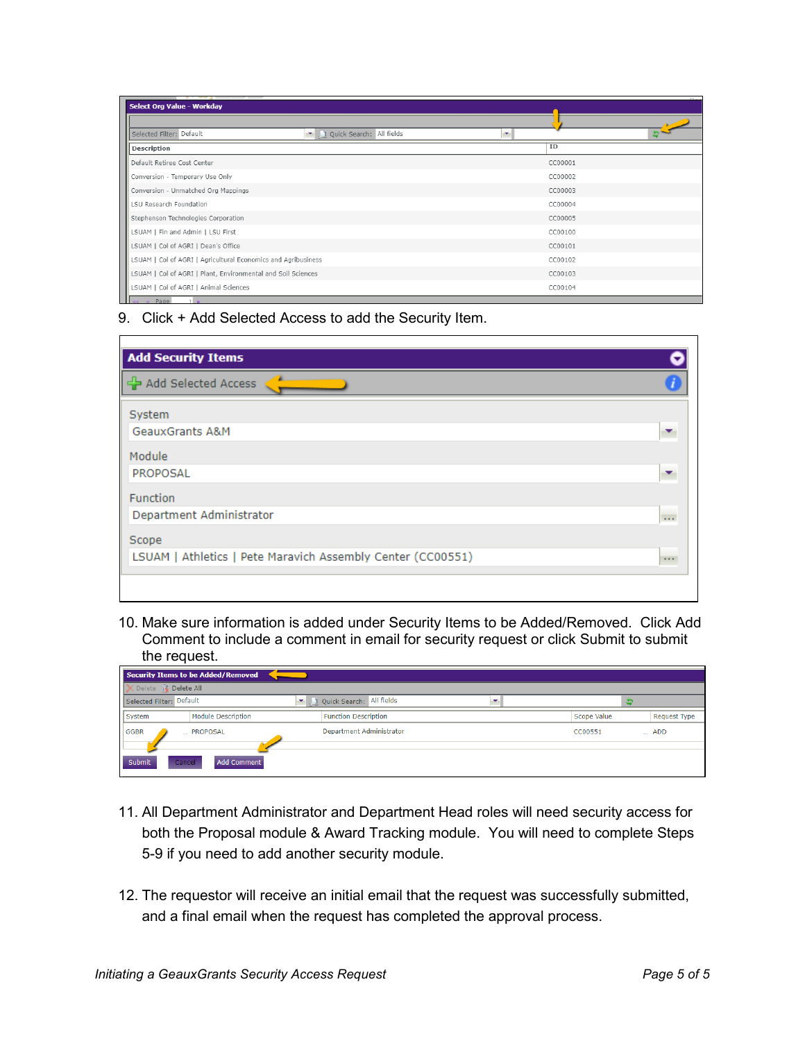| Description | ID |
|---|---|
| Default Retiree Cost Center | CC00001 |
| Conversion - Temporary Use Only | CC00002 |
| Conversion - Unmatched Org Mappings | CC00003 |
| LSU Research Foundation | CC00004 |
| Stephenson Technologies Corporation | CC00005 |
| LSUAM \| Fin and Admin \| LSU First | CC00100 |
| LSUAM \| Col of AGRI \| Dean's Office | CC00101 |
| LSUAM \| Col of AGRI \| Agricultural Economics and Agribusiness | CC00102 |
| LSUAM \| Col of AGRI \| Plant, Environmental and Soil Sciences | CC00103 |
| LSUAM \| Col of AGRI \| Animal Sciences | CC00104 |

9. Click + Add Selected Access to add the Security Item.

**Add Security Items**

+ Add Selected Access

System: GeauxGrants A&M

Module: PROPOSAL

Function: Department Administrator

Scope: LSUAM | Athletics | Pete Maravich Assembly Center (CC00551)

10. Make sure information is added under Security Items to be Added/Removed. Click Add Comment to include a comment in email for security request or click Submit to submit the request.

**Security Items to be Added/Removed**

| System | Module Description | Function Description | Scope Value | Request Type |
|---|---|---|---|---|
| GGBR | PROPOSAL | Department Administrator | CC00551 | ADD |

Submit | Cancel | Add Comment

11. All Department Administrator and Department Head roles will need security access for both the Proposal module & Award Tracking module. You will need to complete Steps 5-9 if you need to add another security module.

12. The requestor will receive an initial email that the request was successfully submitted, and a final email when the request has completed the approval process.